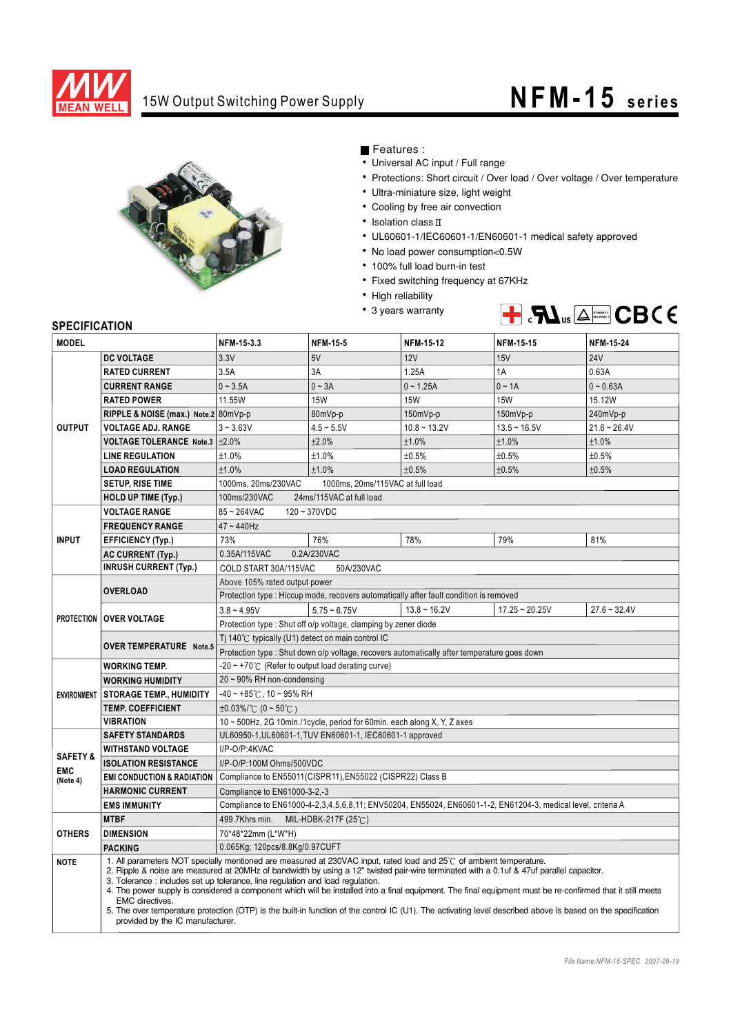# 15W Output Switching Power Supply

## NFM-15 series

■ Features :

- Universal AC input / Full range
- Protections: Short circuit / Over load / Over voltage / Over temperature
- Ultra-miniature size, light weight
- Cooling by free air convection
- Isolation class Ⅱ
- UL60601-1/IEC60601-1/EN60601-1 medical safety approved
- No load power consumption<0.5W
- 100% full load burn-in test
- Fixed switching frequency at 67KHz
- High reliability
- 3 years warranty

## SPECIFICATION

| MODEL | | NFM-15-3.3 | NFM-15-5 | NFM-15-12 | NFM-15-15 | NFM-15-24 |
|---|---|---|---|---|---|---|
| OUTPUT | DC VOLTAGE | 3.3V | 5V | 12V | 15V | 24V |
| | RATED CURRENT | 3.5A | 3A | 1.25A | 1A | 0.63A |
| | CURRENT RANGE | 0 ~ 3.5A | 0 ~ 3A | 0 ~ 1.25A | 0 ~ 1A | 0 ~ 0.63A |
| | RATED POWER | 11.55W | 15W | 15W | 15W | 15.12W |
| | RIPPLE & NOISE (max.) Note.2 | 80mVp-p | 80mVp-p | 150mVp-p | 150mVp-p | 240mVp-p |
| | VOLTAGE ADJ. RANGE | 3 ~ 3.63V | 4.5 ~ 5.5V | 10.8 ~ 13.2V | 13.5 ~ 16.5V | 21.6 ~ 26.4V |
| | VOLTAGE TOLERANCE Note.3 | ±2.0% | ±2.0% | ±1.0% | ±1.0% | ±1.0% |
| | LINE REGULATION | ±1.0% | ±1.0% | ±0.5% | ±0.5% | ±0.5% |
| | LOAD REGULATION | ±1.0% | ±1.0% | ±0.5% | ±0.5% | ±0.5% |
| | SETUP, RISE TIME | 1000ms, 20ms/230VAC 1000ms, 20ms/115VAC at full load | | | | |
| | HOLD UP TIME (Typ.) | 100ms/230VAC 24ms/115VAC at full load | | | | |
| INPUT | VOLTAGE RANGE | 85 ~ 264VAC 120 ~ 370VDC | | | | |
| | FREQUENCY RANGE | 47 ~ 440Hz | | | | |
| | EFFICIENCY (Typ.) | 73% | 76% | 78% | 79% | 81% |
| | AC CURRENT (Typ.) | 0.35A/115VAC 0.2A/230VAC | | | | |
| | INRUSH CURRENT (Typ.) | COLD START 30A/115VAC 50A/230VAC | | | | |
| PROTECTION | OVERLOAD | Above 105% rated output power | | | | |
| | | Protection type : Hiccup mode, recovers automatically after fault condition is removed | | | | |
| | OVER VOLTAGE | 3.8 ~ 4.95V | 5.75 ~ 6.75V | 13.8 ~ 16.2V | 17.25 ~ 20.25V | 27.6 ~ 32.4V |
| | | Protection type : Shut off o/p voltage, clamping by zener diode | | | | |
| | OVER TEMPERATURE Note.5 | Tj 140℃ typically (U1) detect on main control IC | | | | |
| | | Protection type : Shut down o/p voltage, recovers automatically after temperature goes down | | | | |
| ENVIRONMENT | WORKING TEMP. | -20 ~ +70℃ (Refer to output load derating curve) | | | | |
| | WORKING HUMIDITY | 20 ~ 90% RH non-condensing | | | | |
| | STORAGE TEMP., HUMIDITY | -40 ~ +85℃, 10 ~ 95% RH | | | | |
| | TEMP. COEFFICIENT | ±0.03%/℃ (0 ~ 50℃) | | | | |
| | VIBRATION | 10 ~ 500Hz, 2G 10min./1cycle, period for 60min. each along X, Y, Z axes | | | | |
| SAFETY & EMC (Note 4) | SAFETY STANDARDS | UL60950-1,UL60601-1,TUV EN60601-1, IEC60601-1 approved | | | | |
| | WITHSTAND VOLTAGE | I/P-O/P:4KVAC | | | | |
| | ISOLATION RESISTANCE | I/P-O/P:100M Ohms/500VDC | | | | |
| | EMI CONDUCTION & RADIATION | Compliance to EN55011(CISPR11),EN55022 (CISPR22) Class B | | | | |
| | HARMONIC CURRENT | Compliance to EN61000-3-2,-3 | | | | |
| | EMS IMMUNITY | Compliance to EN61000-4-2,3,4,5,6,8,11; ENV50204, EN55024, EN60601-1-2, EN61204-3, medical level, criteria A | | | | |
| OTHERS | MTBF | 499.7Khrs min. MIL-HDBK-217F (25℃) | | | | |
| | DIMENSION | 70*48*22mm (L*W*H) | | | | |
| | PACKING | 0.065Kg; 120pcs/8.8Kg/0.97CUFT | | | | |

**NOTE**

1. All parameters NOT specially mentioned are measured at 230VAC input, rated load and 25℃ of ambient temperature.
2. Ripple & noise are measured at 20MHz of bandwidth by using a 12" twisted pair-wire terminated with a 0.1uf & 47uf parallel capacitor.
3. Tolerance : includes set up tolerance, line regulation and load regulation.
4. The power supply is considered a component which will be installed into a final equipment. The final equipment must be re-confirmed that it still meets EMC directives.
5. The over temperature protection (OTP) is the built-in function of the control IC (U1). The activating level described above is based on the specification provided by the IC manufacturer.

*File Name:NFM-15-SPEC 2007-09-19*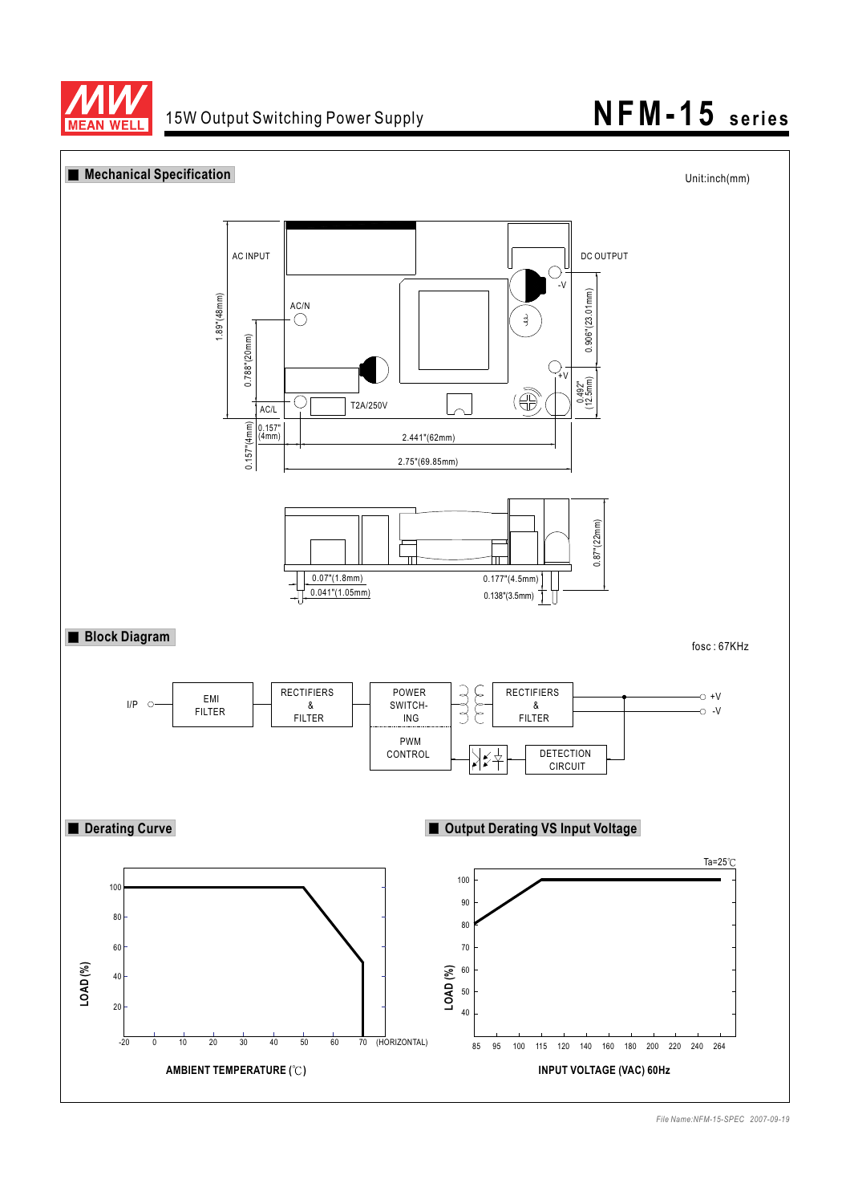15W Output Switching Power Supply

# NFM-15 series

## Mechanical Specification

Unit:inch(mm)

AC INPUT

DC OUTPUT

AC/N

AC/L

T2A/250V

-V

+V

1.89"(48mm)

0.788"(20mm)

0.906"(23.01mm)

0.492"(12.5mm)

0.157"(4mm)

0.157"(4mm)

2.441"(62mm)

2.75"(69.85mm)

0.87"(22mm)

0.07"(1.8mm)

0.041"(1.05mm)

0.177"(4.5mm)

0.138"(3.5mm)

## Block Diagram

fosc : 67KHz

I/P

EMI FILTER

RECTIFIERS & FILTER

POWER SWITCHING

PWM CONTROL

RECTIFIERS & FILTER

DETECTION CIRCUIT

+V

-V

## Derating Curve

LOAD (%)

100
80
60
40
20

-20 0 10 20 30 40 50 60 70 (HORIZONTAL)

AMBIENT TEMPERATURE (℃)

## Output Derating VS Input Voltage

Ta=25℃

LOAD (%)

100
90
80
70
60
50
40

85 95 100 115 120 140 160 180 200 220 240 264

INPUT VOLTAGE (VAC) 60Hz

*File Name:NFM-15-SPEC 2007-09-19*